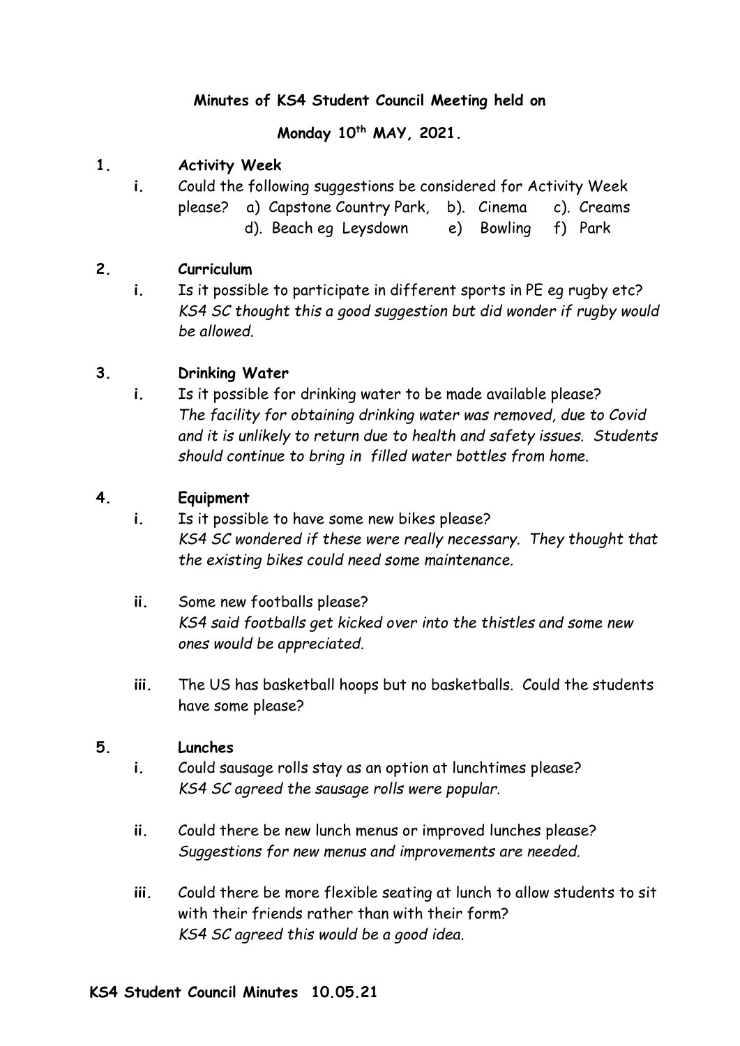**Minutes of KS4 Student Council Meeting held on**

**Monday 10th MAY, 2021.**

**1. Activity Week**

i. Could the following suggestions be considered for Activity Week please? a) Capstone Country Park, b). Cinema c). Creams d). Beach eg Leysdown e) Bowling f) Park

**2. Curriculum**

i. Is it possible to participate in different sports in PE eg rugby etc?
*KS4 SC thought this a good suggestion but did wonder if rugby would be allowed.*

**3. Drinking Water**

i. Is it possible for drinking water to be made available please?
*The facility for obtaining drinking water was removed, due to Covid and it is unlikely to return due to health and safety issues. Students should continue to bring in filled water bottles from home.*

**4. Equipment**

i. Is it possible to have some new bikes please?
*KS4 SC wondered if these were really necessary. They thought that the existing bikes could need some maintenance.*

ii. Some new footballs please?
*KS4 said footballs get kicked over into the thistles and some new ones would be appreciated.*

iii. The US has basketball hoops but no basketballs. Could the students have some please?

**5. Lunches**

i. Could sausage rolls stay as an option at lunchtimes please?
*KS4 SC agreed the sausage rolls were popular.*

ii. Could there be new lunch menus or improved lunches please?
*Suggestions for new menus and improvements are needed.*

iii. Could there be more flexible seating at lunch to allow students to sit with their friends rather than with their form?
*KS4 SC agreed this would be a good idea.*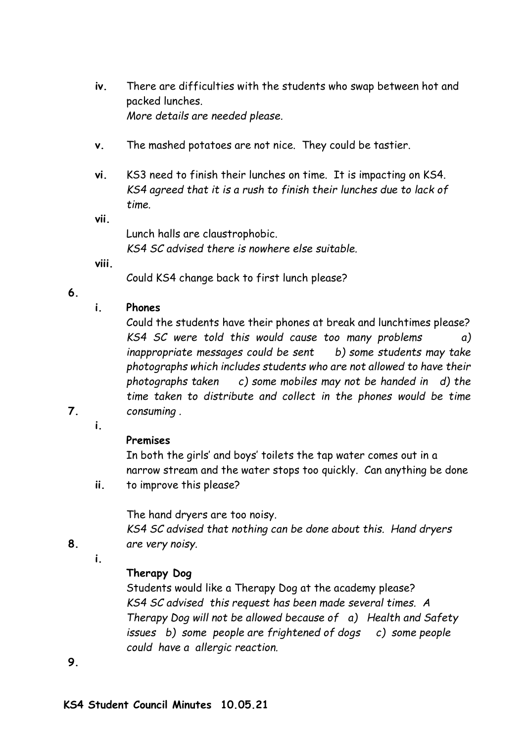iv. There are difficulties with the students who swap between hot and packed lunches.
*More details are needed please.*

v. The mashed potatoes are not nice. They could be tastier.

vi. KS3 need to finish their lunches on time. It is impacting on KS4.
*KS4 agreed that it is a rush to finish their lunches due to lack of time.*

vii. Lunch halls are claustrophobic.
*KS4 SC advised there is nowhere else suitable.*

viii. Could KS4 change back to first lunch please?

6.

i. **Phones**

Could the students have their phones at break and lunchtimes please?
*KS4 SC were told this would cause too many problems a) inappropriate messages could be sent b) some students may take photographs which includes students who are not allowed to have their photographs taken c) some mobiles may not be handed in d) the time taken to distribute and collect in the phones would be time consuming .*

7.

i. **Premises**

In both the girls' and boys' toilets the tap water comes out in a narrow stream and the water stops too quickly. Can anything be done to improve this please?

ii. The hand dryers are too noisy.
*KS4 SC advised that nothing can be done about this. Hand dryers are very noisy.*

8.

i. **Therapy Dog**

Students would like a Therapy Dog at the academy please?
*KS4 SC advised this request has been made several times. A Therapy Dog will not be allowed because of a) Health and Safety issues b) some people are frightened of dogs c) some people could have a allergic reaction.*

9.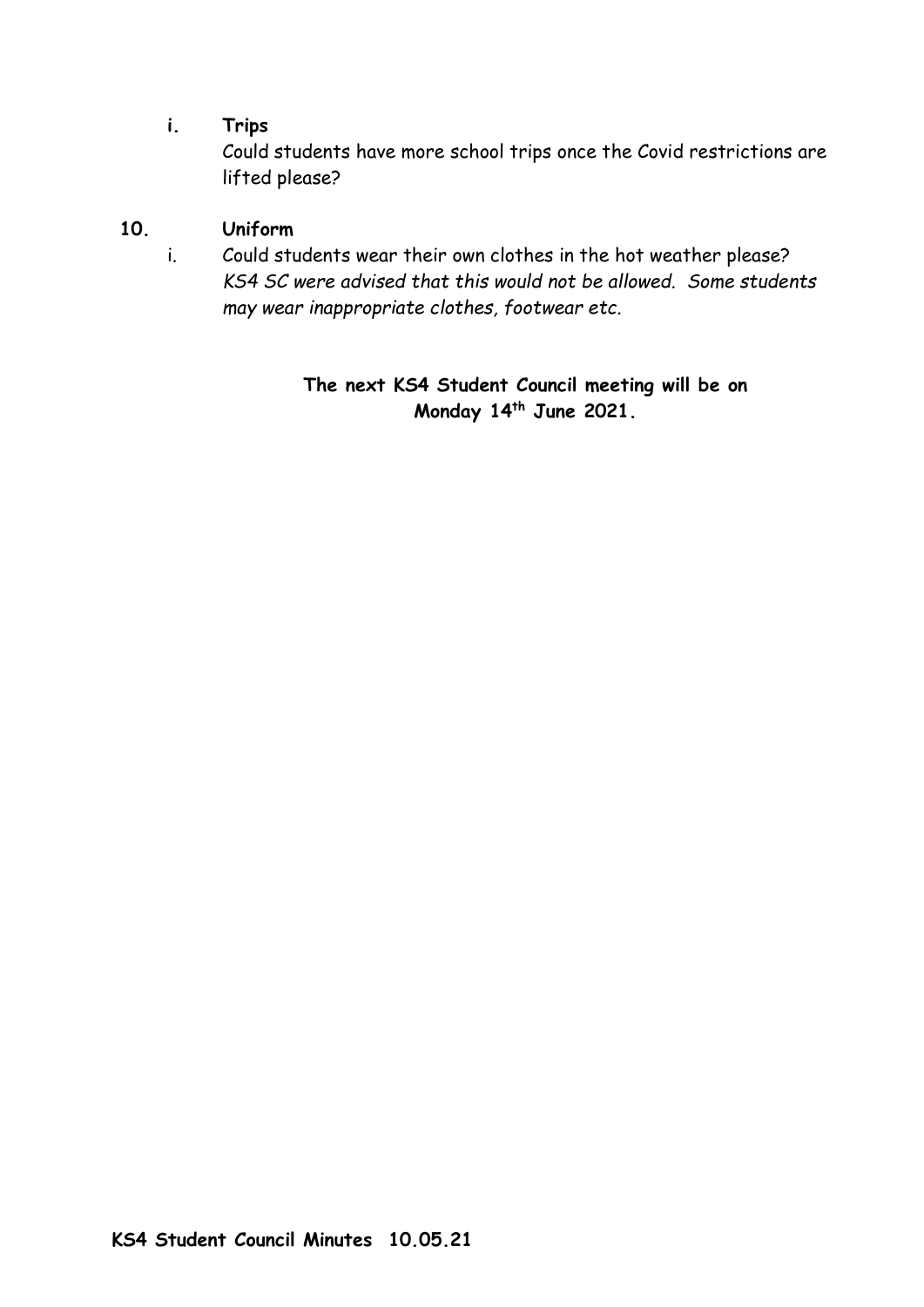**i. Trips**

Could students have more school trips once the Covid restrictions are lifted please?

**10. Uniform**

i. Could students wear their own clothes in the hot weather please?
*KS4 SC were advised that this would not be allowed. Some students may wear inappropriate clothes, footwear etc.*

**The next KS4 Student Council meeting will be on Monday 14th June 2021.**

**KS4 Student Council Minutes 10.05.21**